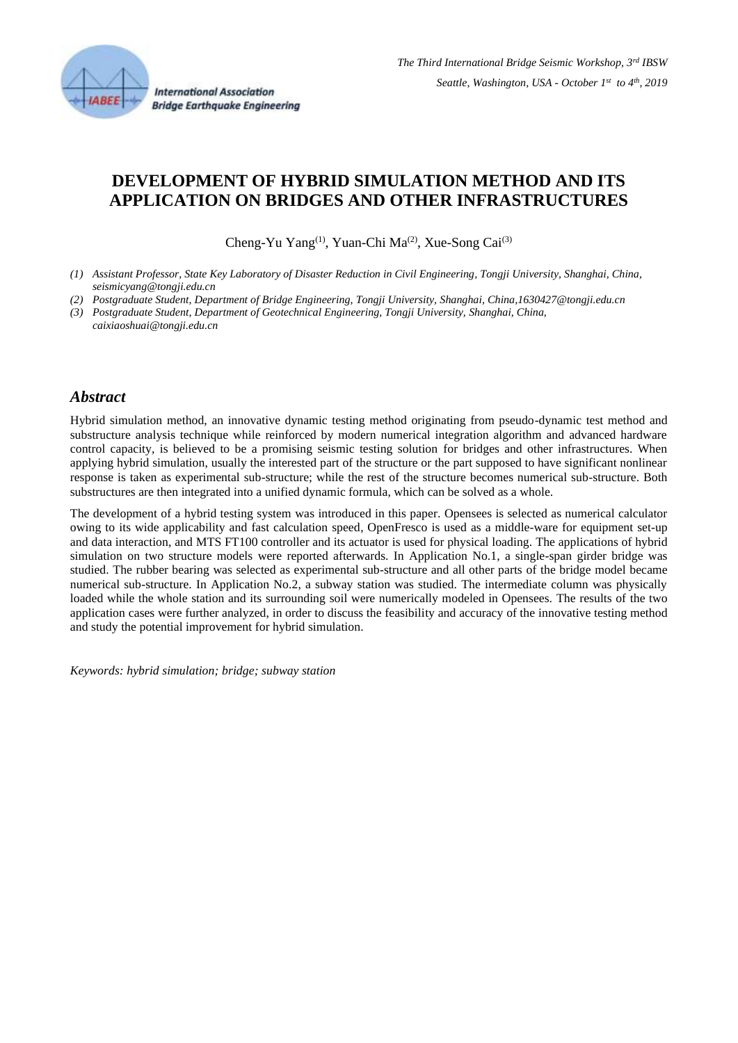# DEVELOPMENT OF HYBRID SIMULATION METHOD AND ITS APPLICATION ON BRIDGES AND OTHER INFRASTRUCTURES

Cheng-Yu Yang(1), Yuan-Chi Ma(2), Xue-Song Cai(3)

*(1) Assistant Professor, State Key Laboratory of Disaster Reduction in Civil Engineering, Tongji University, Shanghai, China, seismicyang@tongji.edu.cn*

*(2) Postgraduate Student, Department of Bridge Engineering, Tongji University, Shanghai, China,1630427@tongji.edu.cn*

*(3) Postgraduate Student, Department of Geotechnical Engineering, Tongji University, Shanghai, China, caixiaoshuai@tongji.edu.cn*

## *Abstract*

Hybrid simulation method, an innovative dynamic testing method originating from pseudo-dynamic test method and substructure analysis technique while reinforced by modern numerical integration algorithm and advanced hardware control capacity, is believed to be a promising seismic testing solution for bridges and other infrastructures. When applying hybrid simulation, usually the interested part of the structure or the part supposed to have significant nonlinear response is taken as experimental sub-structure; while the rest of the structure becomes numerical sub-structure. Both substructures are then integrated into a unified dynamic formula, which can be solved as a whole.

The development of a hybrid testing system was introduced in this paper. Opensees is selected as numerical calculator owing to its wide applicability and fast calculation speed, OpenFresco is used as a middle-ware for equipment set-up and data interaction, and MTS FT100 controller and its actuator is used for physical loading. The applications of hybrid simulation on two structure models were reported afterwards. In Application No.1, a single-span girder bridge was studied. The rubber bearing was selected as experimental sub-structure and all other parts of the bridge model became numerical sub-structure. In Application No.2, a subway station was studied. The intermediate column was physically loaded while the whole station and its surrounding soil were numerically modeled in Opensees. The results of the two application cases were further analyzed, in order to discuss the feasibility and accuracy of the innovative testing method and study the potential improvement for hybrid simulation.

*Keywords: hybrid simulation; bridge; subway station*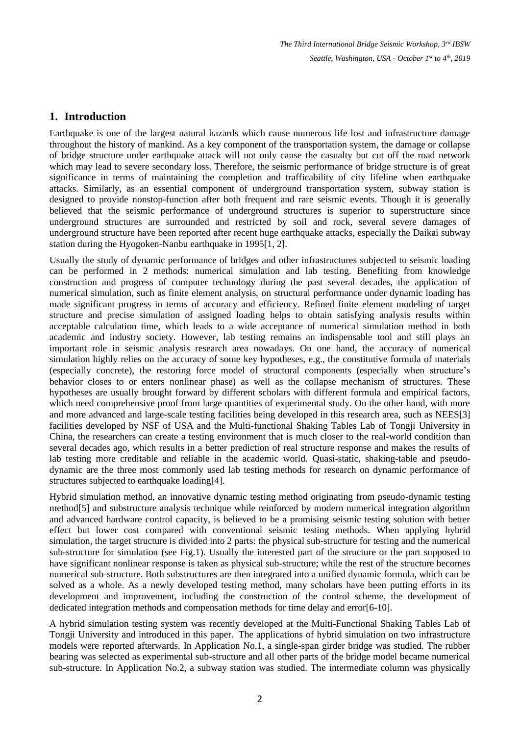## 1. Introduction

Earthquake is one of the largest natural hazards which cause numerous life lost and infrastructure damage throughout the history of mankind. As a key component of the transportation system, the damage or collapse of bridge structure under earthquake attack will not only cause the casualty but cut off the road network which may lead to severe secondary loss. Therefore, the seismic performance of bridge structure is of great significance in terms of maintaining the completion and trafficability of city lifeline when earthquake attacks. Similarly, as an essential component of underground transportation system, subway station is designed to provide nonstop-function after both frequent and rare seismic events. Though it is generally believed that the seismic performance of underground structures is superior to superstructure since underground structures are surrounded and restricted by soil and rock, several severe damages of underground structure have been reported after recent huge earthquake attacks, especially the Daikai subway station during the Hyogoken-Nanbu earthquake in 1995[1, 2].

Usually the study of dynamic performance of bridges and other infrastructures subjected to seismic loading can be performed in 2 methods: numerical simulation and lab testing. Benefiting from knowledge construction and progress of computer technology during the past several decades, the application of numerical simulation, such as finite element analysis, on structural performance under dynamic loading has made significant progress in terms of accuracy and efficiency. Refined finite element modeling of target structure and precise simulation of assigned loading helps to obtain satisfying analysis results within acceptable calculation time, which leads to a wide acceptance of numerical simulation method in both academic and industry society. However, lab testing remains an indispensable tool and still plays an important role in seismic analysis research area nowadays. On one hand, the accuracy of numerical simulation highly relies on the accuracy of some key hypotheses, e.g., the constitutive formula of materials (especially concrete), the restoring force model of structural components (especially when structure's behavior closes to or enters nonlinear phase) as well as the collapse mechanism of structures. These hypotheses are usually brought forward by different scholars with different formula and empirical factors, which need comprehensive proof from large quantities of experimental study. On the other hand, with more and more advanced and large-scale testing facilities being developed in this research area, such as NEES[3] facilities developed by NSF of USA and the Multi-functional Shaking Tables Lab of Tongji University in China, the researchers can create a testing environment that is much closer to the real-world condition than several decades ago, which results in a better prediction of real structure response and makes the results of lab testing more creditable and reliable in the academic world. Quasi-static, shaking-table and pseudo-dynamic are the three most commonly used lab testing methods for research on dynamic performance of structures subjected to earthquake loading[4].

Hybrid simulation method, an innovative dynamic testing method originating from pseudo-dynamic testing method[5] and substructure analysis technique while reinforced by modern numerical integration algorithm and advanced hardware control capacity, is believed to be a promising seismic testing solution with better effect but lower cost compared with conventional seismic testing methods. When applying hybrid simulation, the target structure is divided into 2 parts: the physical sub-structure for testing and the numerical sub-structure for simulation (see Fig.1). Usually the interested part of the structure or the part supposed to have significant nonlinear response is taken as physical sub-structure; while the rest of the structure becomes numerical sub-structure. Both substructures are then integrated into a unified dynamic formula, which can be solved as a whole. As a newly developed testing method, many scholars have been putting efforts in its development and improvement, including the construction of the control scheme, the development of dedicated integration methods and compensation methods for time delay and error[6-10].

A hybrid simulation testing system was recently developed at the Multi-Functional Shaking Tables Lab of Tongji University and introduced in this paper. The applications of hybrid simulation on two infrastructure models were reported afterwards. In Application No.1, a single-span girder bridge was studied. The rubber bearing was selected as experimental sub-structure and all other parts of the bridge model became numerical sub-structure. In Application No.2, a subway station was studied. The intermediate column was physically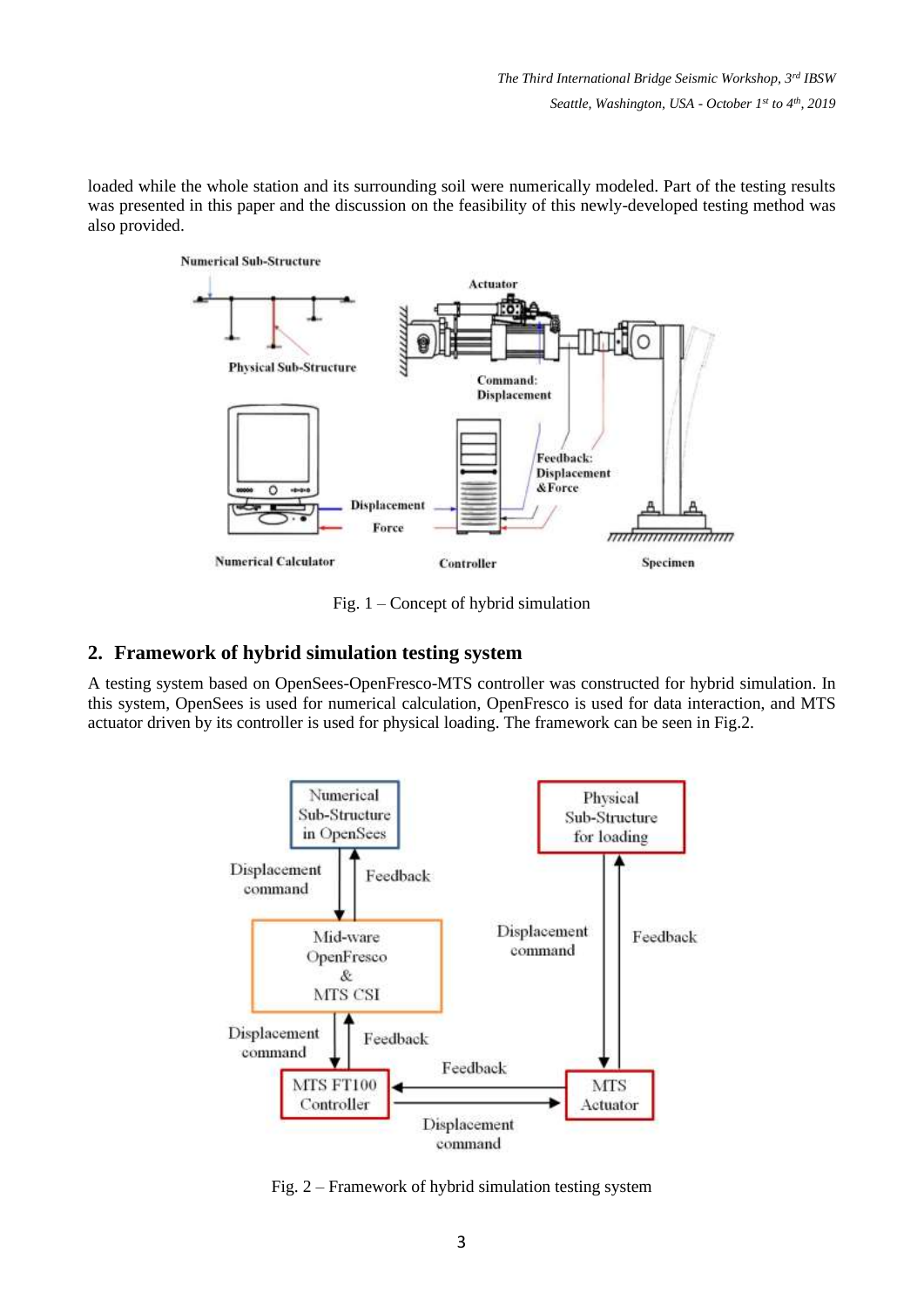loaded while the whole station and its surrounding soil were numerically modeled. Part of the testing results was presented in this paper and the discussion on the feasibility of this newly-developed testing method was also provided.

Fig. 1 – Concept of hybrid simulation

## 2. Framework of hybrid simulation testing system

A testing system based on OpenSees-OpenFresco-MTS controller was constructed for hybrid simulation. In this system, OpenSees is used for numerical calculation, OpenFresco is used for data interaction, and MTS actuator driven by its controller is used for physical loading. The framework can be seen in Fig.2.

Fig. 2 – Framework of hybrid simulation testing system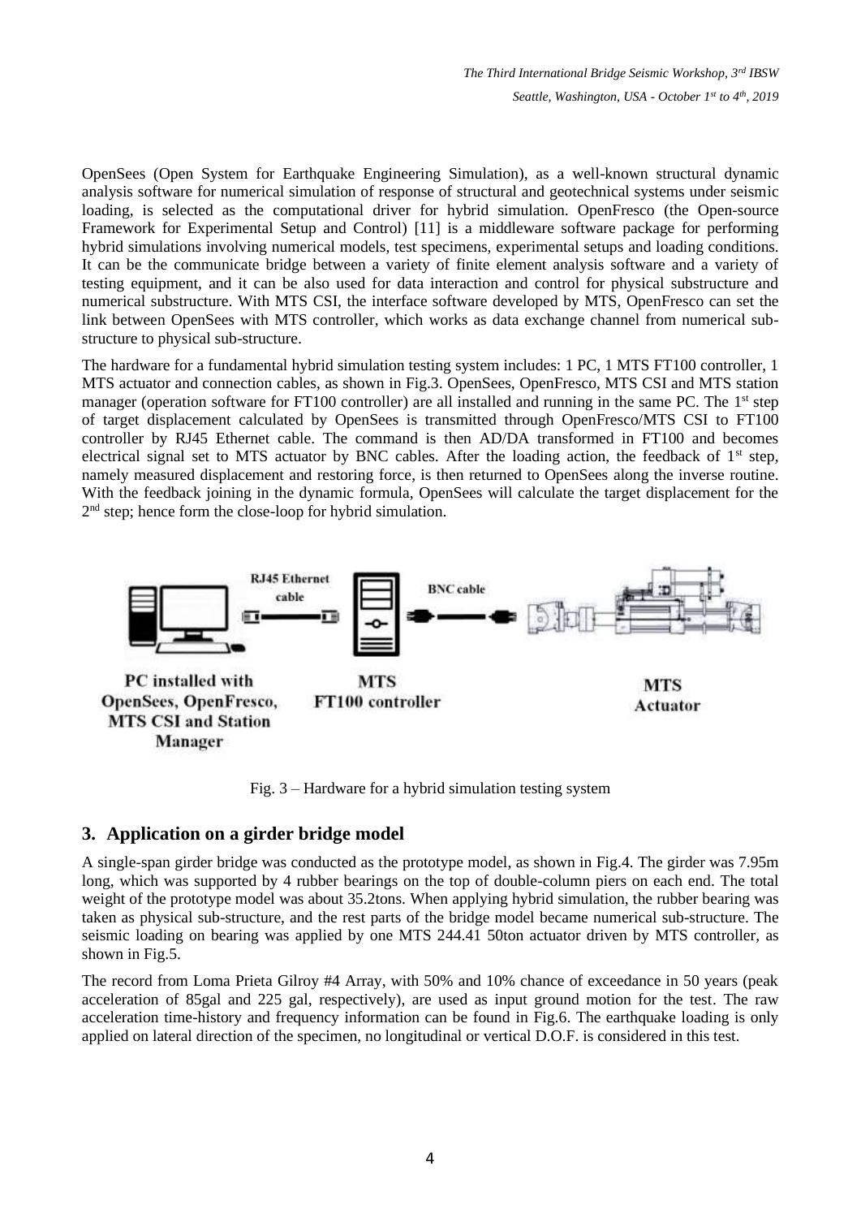OpenSees (Open System for Earthquake Engineering Simulation), as a well-known structural dynamic analysis software for numerical simulation of response of structural and geotechnical systems under seismic loading, is selected as the computational driver for hybrid simulation. OpenFresco (the Open-source Framework for Experimental Setup and Control) [11] is a middleware software package for performing hybrid simulations involving numerical models, test specimens, experimental setups and loading conditions. It can be the communicate bridge between a variety of finite element analysis software and a variety of testing equipment, and it can be also used for data interaction and control for physical substructure and numerical substructure. With MTS CSI, the interface software developed by MTS, OpenFresco can set the link between OpenSees with MTS controller, which works as data exchange channel from numerical sub-structure to physical sub-structure.

The hardware for a fundamental hybrid simulation testing system includes: 1 PC, 1 MTS FT100 controller, 1 MTS actuator and connection cables, as shown in Fig.3. OpenSees, OpenFresco, MTS CSI and MTS station manager (operation software for FT100 controller) are all installed and running in the same PC. The 1st step of target displacement calculated by OpenSees is transmitted through OpenFresco/MTS CSI to FT100 controller by RJ45 Ethernet cable. The command is then AD/DA transformed in FT100 and becomes electrical signal set to MTS actuator by BNC cables. After the loading action, the feedback of 1st step, namely measured displacement and restoring force, is then returned to OpenSees along the inverse routine. With the feedback joining in the dynamic formula, OpenSees will calculate the target displacement for the 2nd step; hence form the close-loop for hybrid simulation.

RJ45 Ethernet cable

BNC cable

PC installed with OpenSees, OpenFresco, MTS CSI and Station Manager

MTS FT100 controller

MTS Actuator

Fig. 3 – Hardware for a hybrid simulation testing system

## 3. Application on a girder bridge model

A single-span girder bridge was conducted as the prototype model, as shown in Fig.4. The girder was 7.95m long, which was supported by 4 rubber bearings on the top of double-column piers on each end. The total weight of the prototype model was about 35.2tons. When applying hybrid simulation, the rubber bearing was taken as physical sub-structure, and the rest parts of the bridge model became numerical sub-structure. The seismic loading on bearing was applied by one MTS 244.41 50ton actuator driven by MTS controller, as shown in Fig.5.

The record from Loma Prieta Gilroy #4 Array, with 50% and 10% chance of exceedance in 50 years (peak acceleration of 85gal and 225 gal, respectively), are used as input ground motion for the test. The raw acceleration time-history and frequency information can be found in Fig.6. The earthquake loading is only applied on lateral direction of the specimen, no longitudinal or vertical D.O.F. is considered in this test.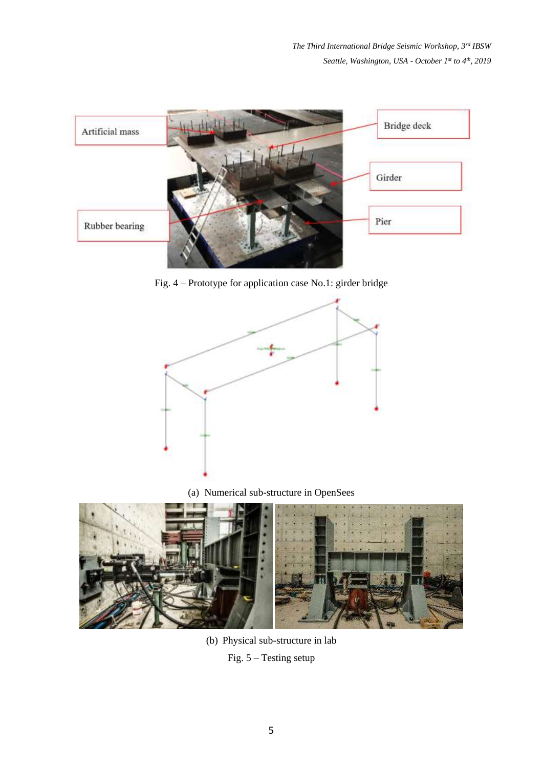Artificial mass

Bridge deck

Girder

Rubber bearing

Pier

Fig. 4 – Prototype for application case No.1: girder bridge

(a) Numerical sub-structure in OpenSees

(b) Physical sub-structure in lab

Fig. 5 – Testing setup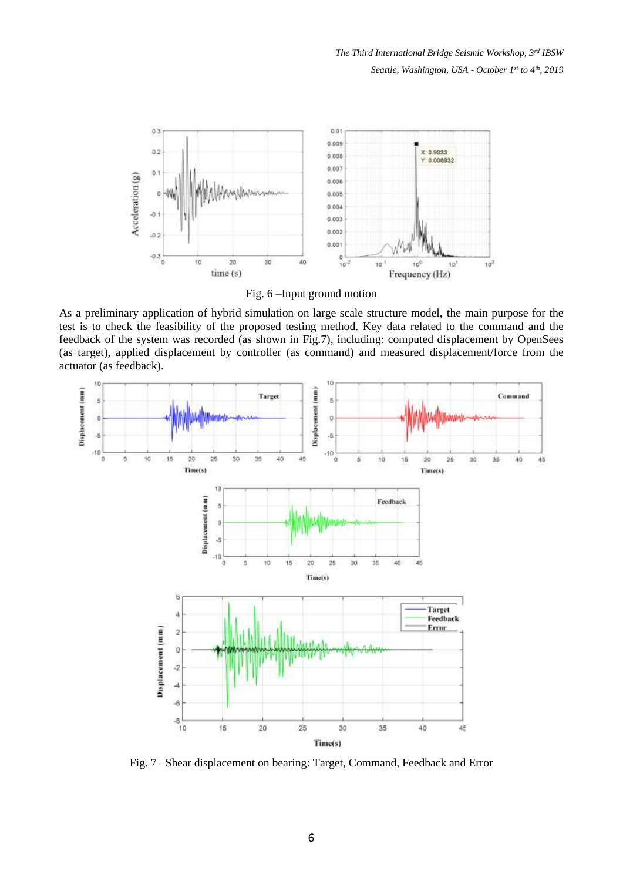Fig. 6 –Input ground motion

As a preliminary application of hybrid simulation on large scale structure model, the main purpose for the test is to check the feasibility of the proposed testing method. Key data related to the command and the feedback of the system was recorded (as shown in Fig.7), including: computed displacement by OpenSees (as target), applied displacement by controller (as command) and measured displacement/force from the actuator (as feedback).

Fig. 7 –Shear displacement on bearing: Target, Command, Feedback and Error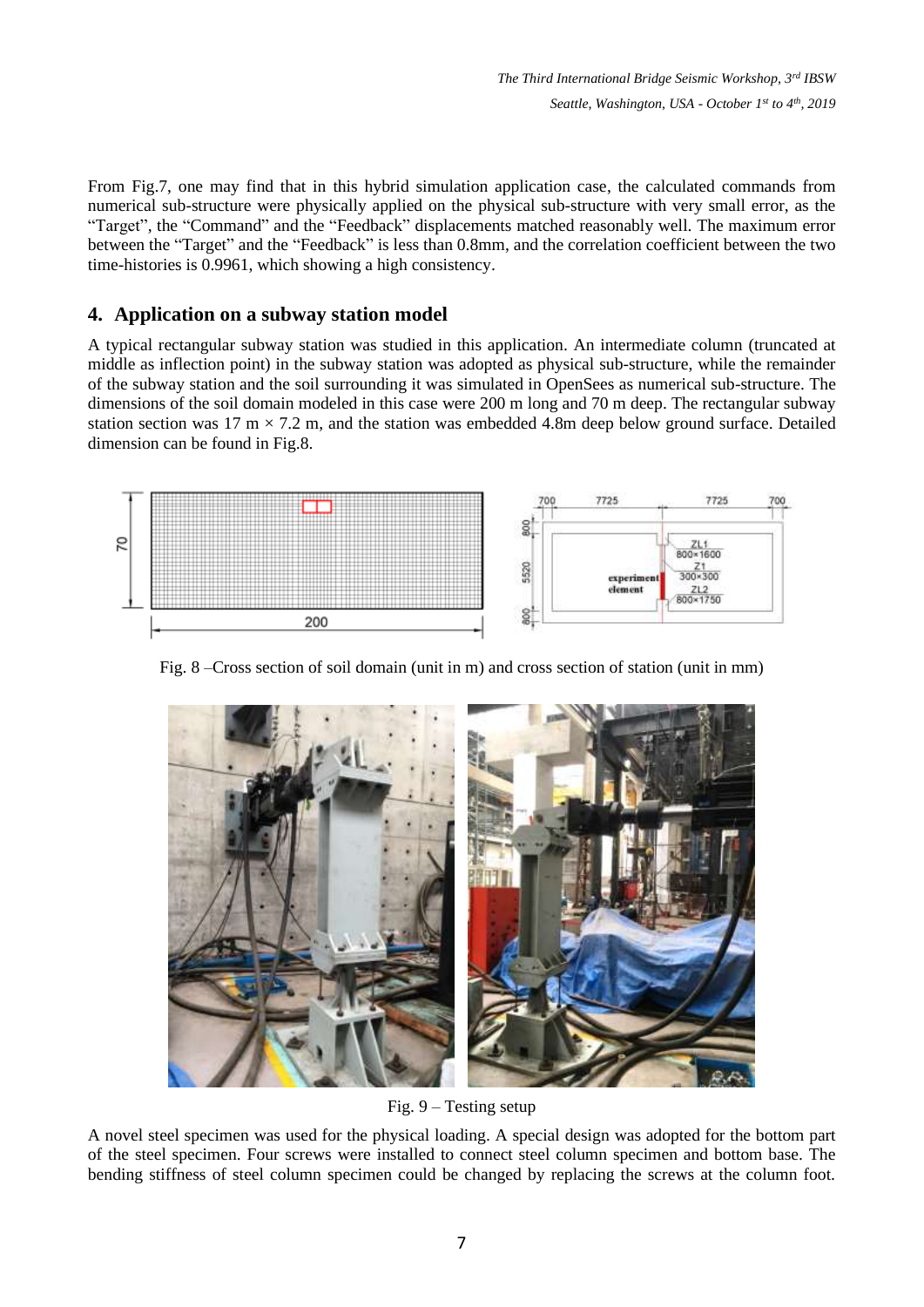From Fig.7, one may find that in this hybrid simulation application case, the calculated commands from numerical sub-structure were physically applied on the physical sub-structure with very small error, as the "Target", the "Command" and the "Feedback" displacements matched reasonably well. The maximum error between the "Target" and the "Feedback" is less than 0.8mm, and the correlation coefficient between the two time-histories is 0.9961, which showing a high consistency.

## 4. Application on a subway station model

A typical rectangular subway station was studied in this application. An intermediate column (truncated at middle as inflection point) in the subway station was adopted as physical sub-structure, while the remainder of the subway station and the soil surrounding it was simulated in OpenSees as numerical sub-structure. The dimensions of the soil domain modeled in this case were 200 m long and 70 m deep. The rectangular subway station section was 17 m × 7.2 m, and the station was embedded 4.8m deep below ground surface. Detailed dimension can be found in Fig.8.

Fig. 8 –Cross section of soil domain (unit in m) and cross section of station (unit in mm)

Fig. 9 – Testing setup

A novel steel specimen was used for the physical loading. A special design was adopted for the bottom part of the steel specimen. Four screws were installed to connect steel column specimen and bottom base. The bending stiffness of steel column specimen could be changed by replacing the screws at the column foot.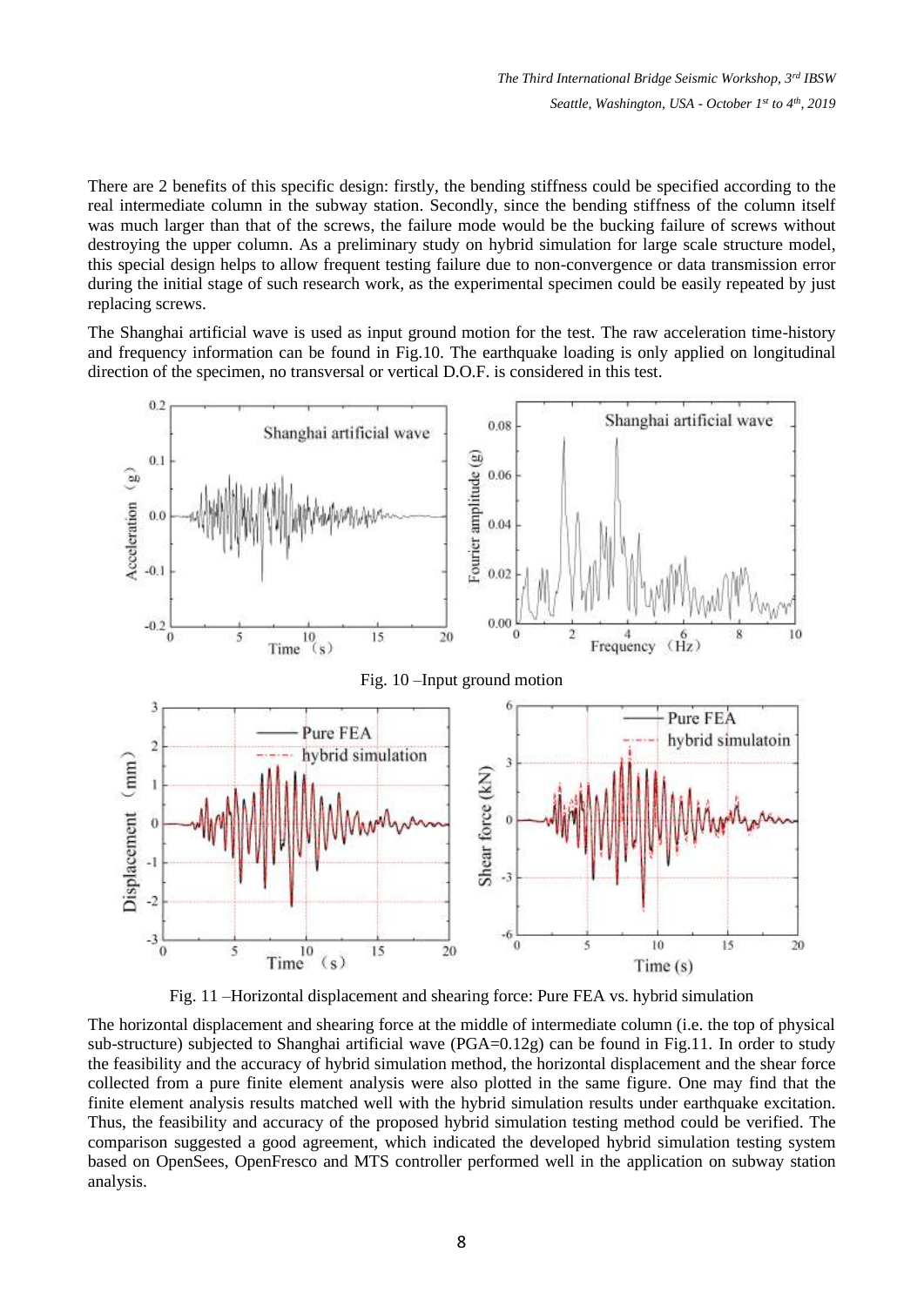There are 2 benefits of this specific design: firstly, the bending stiffness could be specified according to the real intermediate column in the subway station. Secondly, since the bending stiffness of the column itself was much larger than that of the screws, the failure mode would be the bucking failure of screws without destroying the upper column. As a preliminary study on hybrid simulation for large scale structure model, this special design helps to allow frequent testing failure due to non-convergence or data transmission error during the initial stage of such research work, as the experimental specimen could be easily repeated by just replacing screws.

The Shanghai artificial wave is used as input ground motion for the test. The raw acceleration time-history and frequency information can be found in Fig.10. The earthquake loading is only applied on longitudinal direction of the specimen, no transversal or vertical D.O.F. is considered in this test.

Fig. 10 –Input ground motion

Fig. 11 –Horizontal displacement and shearing force: Pure FEA vs. hybrid simulation

The horizontal displacement and shearing force at the middle of intermediate column (i.e. the top of physical sub-structure) subjected to Shanghai artificial wave (PGA=0.12g) can be found in Fig.11. In order to study the feasibility and the accuracy of hybrid simulation method, the horizontal displacement and the shear force collected from a pure finite element analysis were also plotted in the same figure. One may find that the finite element analysis results matched well with the hybrid simulation results under earthquake excitation. Thus, the feasibility and accuracy of the proposed hybrid simulation testing method could be verified. The comparison suggested a good agreement, which indicated the developed hybrid simulation testing system based on OpenSees, OpenFresco and MTS controller performed well in the application on subway station analysis.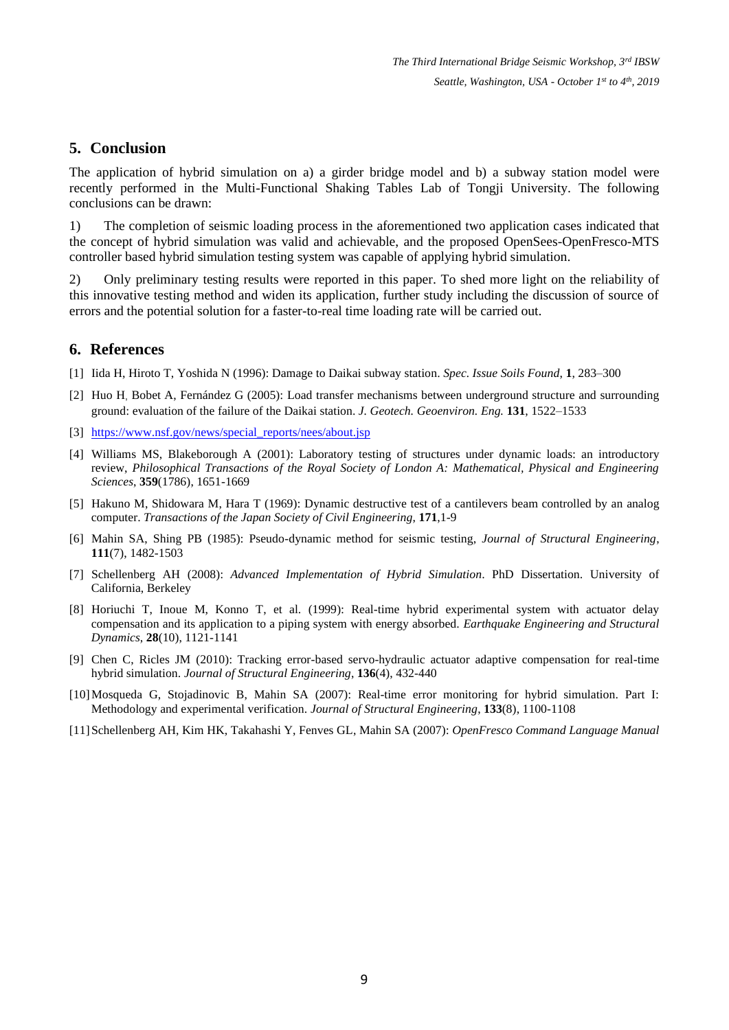## 5. Conclusion

The application of hybrid simulation on a) a girder bridge model and b) a subway station model were recently performed in the Multi-Functional Shaking Tables Lab of Tongji University. The following conclusions can be drawn:

1) The completion of seismic loading process in the aforementioned two application cases indicated that the concept of hybrid simulation was valid and achievable, and the proposed OpenSees-OpenFresco-MTS controller based hybrid simulation testing system was capable of applying hybrid simulation.

2) Only preliminary testing results were reported in this paper. To shed more light on the reliability of this innovative testing method and widen its application, further study including the discussion of source of errors and the potential solution for a faster-to-real time loading rate will be carried out.

## 6. References

[1] Iida H, Hiroto T, Yoshida N (1996): Damage to Daikai subway station. *Spec. Issue Soils Found*, **1**, 283–300

[2] Huo H, Bobet A, Fernández G (2005): Load transfer mechanisms between underground structure and surrounding ground: evaluation of the failure of the Daikai station. *J. Geotech. Geoenviron. Eng.* **131**, 1522–1533

[3] https://www.nsf.gov/news/special_reports/nees/about.jsp

[4] Williams MS, Blakeborough A (2001): Laboratory testing of structures under dynamic loads: an introductory review, *Philosophical Transactions of the Royal Society of London A: Mathematical, Physical and Engineering Sciences*, **359**(1786), 1651-1669

[5] Hakuno M, Shidowara M, Hara T (1969): Dynamic destructive test of a cantilevers beam controlled by an analog computer. *Transactions of the Japan Society of Civil Engineering*, **171**,1-9

[6] Mahin SA, Shing PB (1985): Pseudo-dynamic method for seismic testing, *Journal of Structural Engineering*, **111**(7), 1482-1503

[7] Schellenberg AH (2008): *Advanced Implementation of Hybrid Simulation*. PhD Dissertation. University of California, Berkeley

[8] Horiuchi T, Inoue M, Konno T, et al. (1999): Real-time hybrid experimental system with actuator delay compensation and its application to a piping system with energy absorbed. *Earthquake Engineering and Structural Dynamics*, **28**(10), 1121-1141

[9] Chen C, Ricles JM (2010): Tracking error-based servo-hydraulic actuator adaptive compensation for real-time hybrid simulation. *Journal of Structural Engineering*, **136**(4), 432-440

[10] Mosqueda G, Stojadinovic B, Mahin SA (2007): Real-time error monitoring for hybrid simulation. Part I: Methodology and experimental verification. *Journal of Structural Engineering*, **133**(8), 1100-1108

[11] Schellenberg AH, Kim HK, Takahashi Y, Fenves GL, Mahin SA (2007): *OpenFresco Command Language Manual*